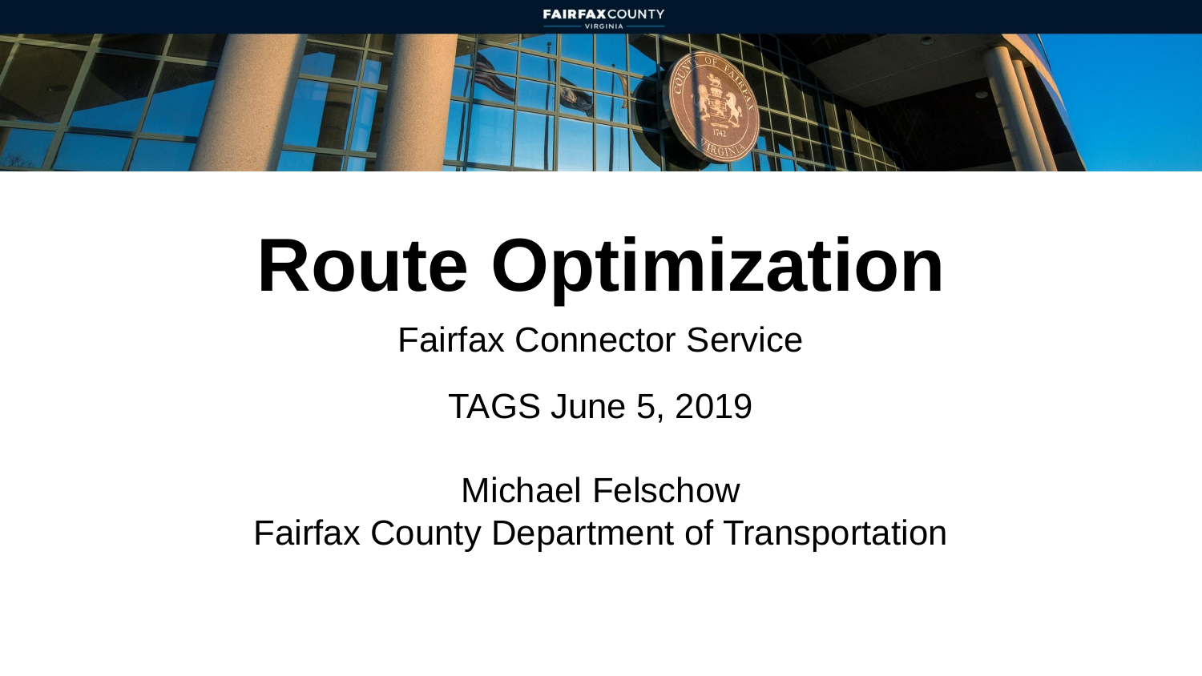# Route Optimization

Fairfax Connector Service

TAGS June 5, 2019

Michael Felschow
Fairfax County Department of Transportation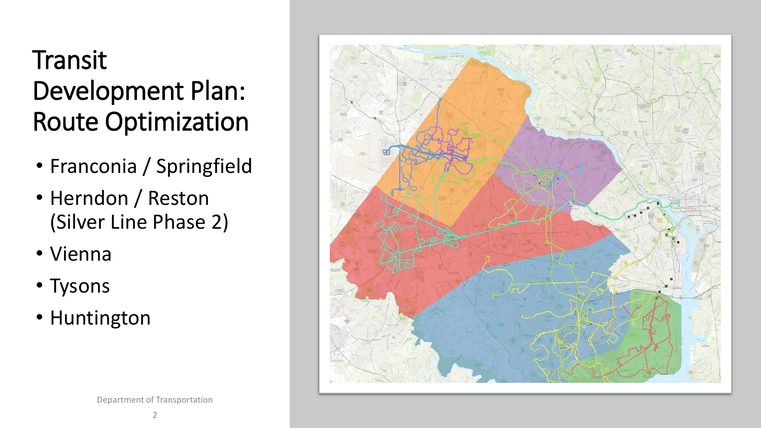# Transit Development Plan: Route Optimization

- Franconia / Springfield
- Herndon / Reston (Silver Line Phase 2)
- Vienna
- Tysons
- Huntington

Department of Transportation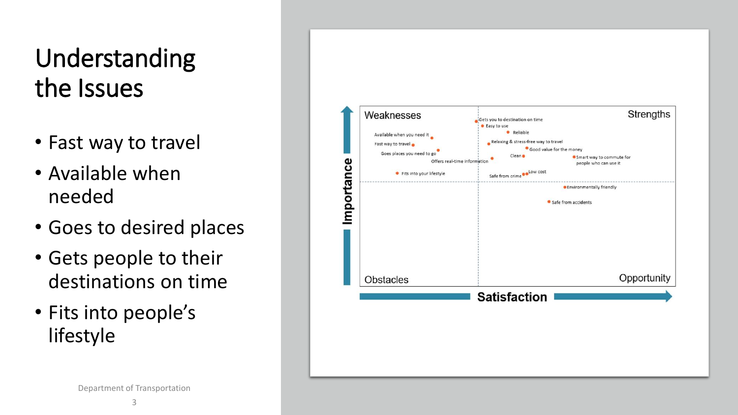# Understanding the Issues

- Fast way to travel
- Available when needed
- Goes to desired places
- Gets people to their destinations on time
- Fits into people's lifestyle

Weaknesses | Strengths | Obstacles | Opportunity

Importance / Satisfaction

Gets you to destination on time
Easy to use
Reliable
Available when you need it
Fast way to travel
Relaxing & stress-free way to travel
Good value for the money
Goes places you need to go
Clean
Smart way to commute for people who can use it
Offers real-time information
Fits into your lifestyle
Safe from crime
Low cost
Environmentally friendly
Safe from accidents

Department of Transportation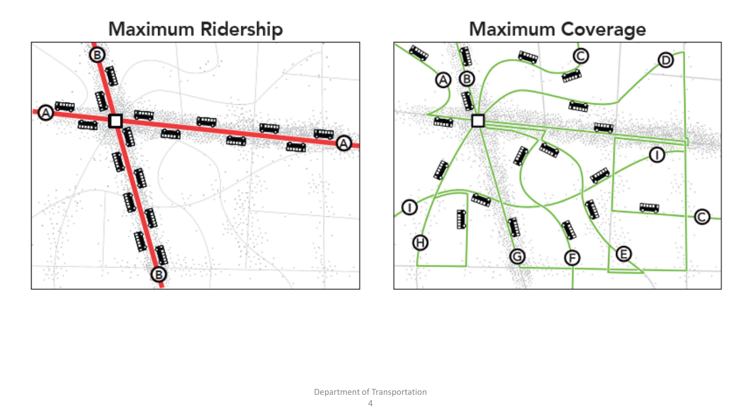## Maximum Ridership

## Maximum Coverage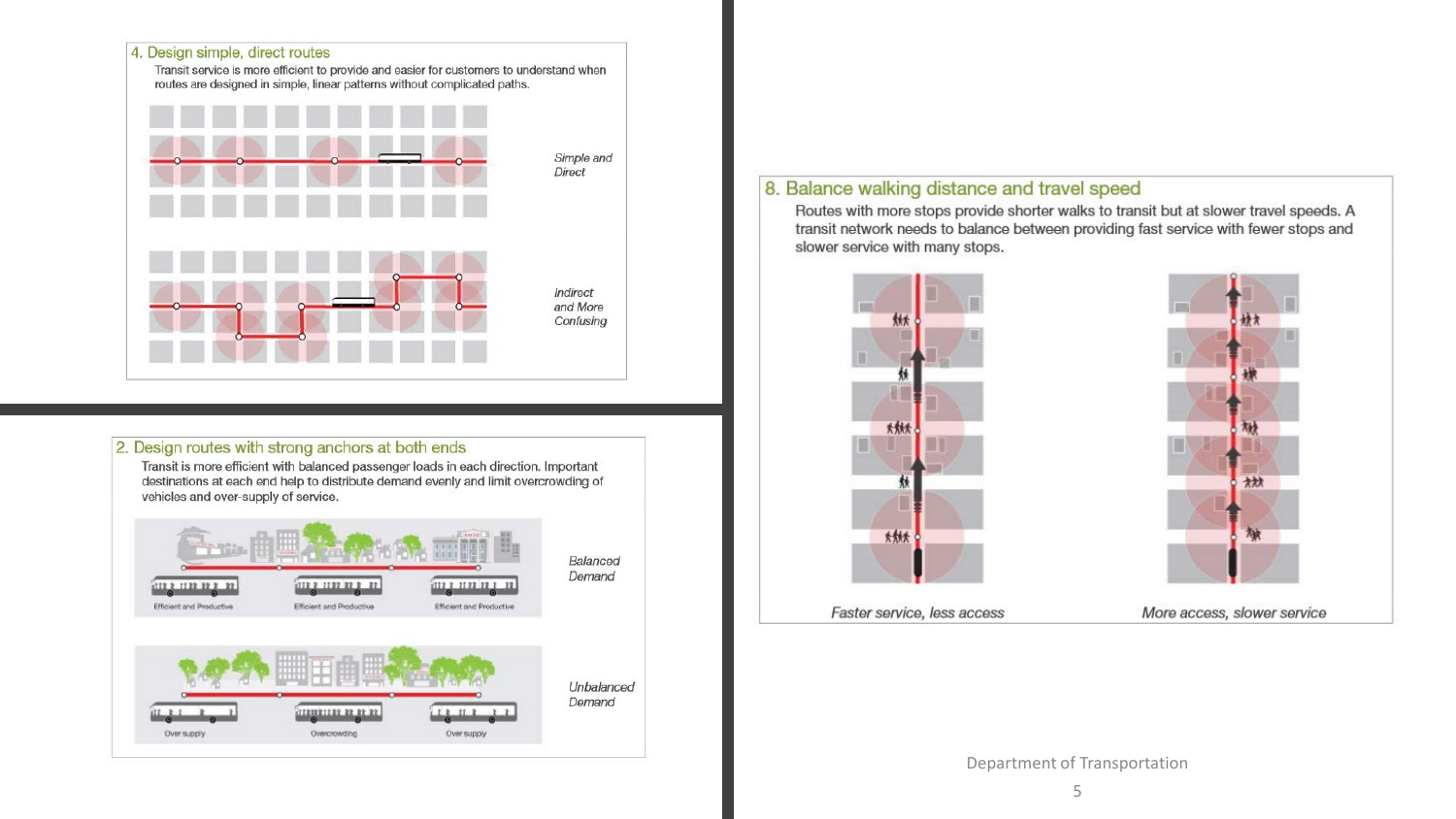## 4. Design simple, direct routes

Transit service is more efficient to provide and easier for customers to understand when routes are designed in simple, linear patterns without complicated paths.

*Simple and Direct*

*Indirect and More Confusing*

## 2. Design routes with strong anchors at both ends

Transit is more efficient with balanced passenger loads in each direction. Important destinations at each end help to distribute demand evenly and limit overcrowding of vehicles and over-supply of service.

*Balanced Demand*

Efficient and Productive — Efficient and Productive — Efficient and Productive

*Unbalanced Demand*

Over supply — Overcrowding — Over supply

## 8. Balance walking distance and travel speed

Routes with more stops provide shorter walks to transit but at slower travel speeds. A transit network needs to balance between providing fast service with fewer stops and slower service with many stops.

*Faster service, less access*

*More access, slower service*

Department of Transportation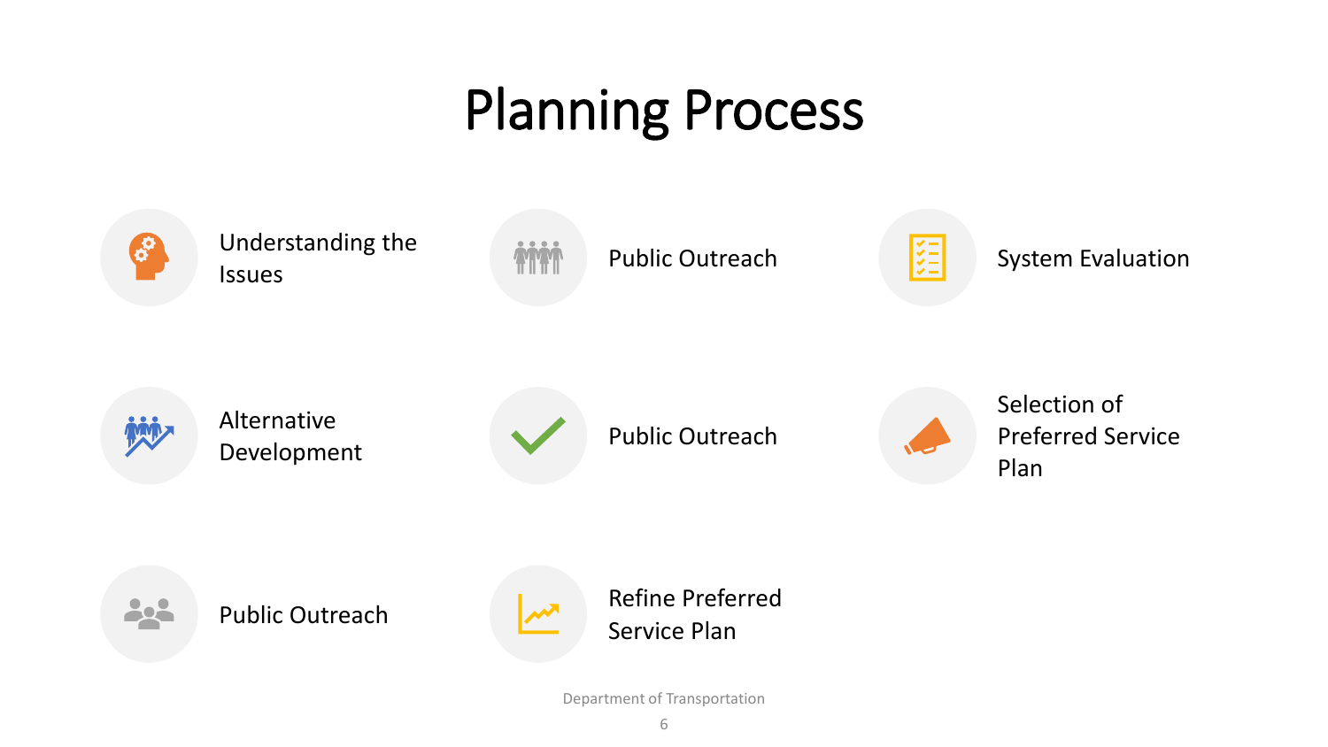# Planning Process

- Understanding the Issues
- Public Outreach
- System Evaluation
- Alternative Development
- Public Outreach
- Selection of Preferred Service Plan
- Public Outreach
- Refine Preferred Service Plan

Department of Transportation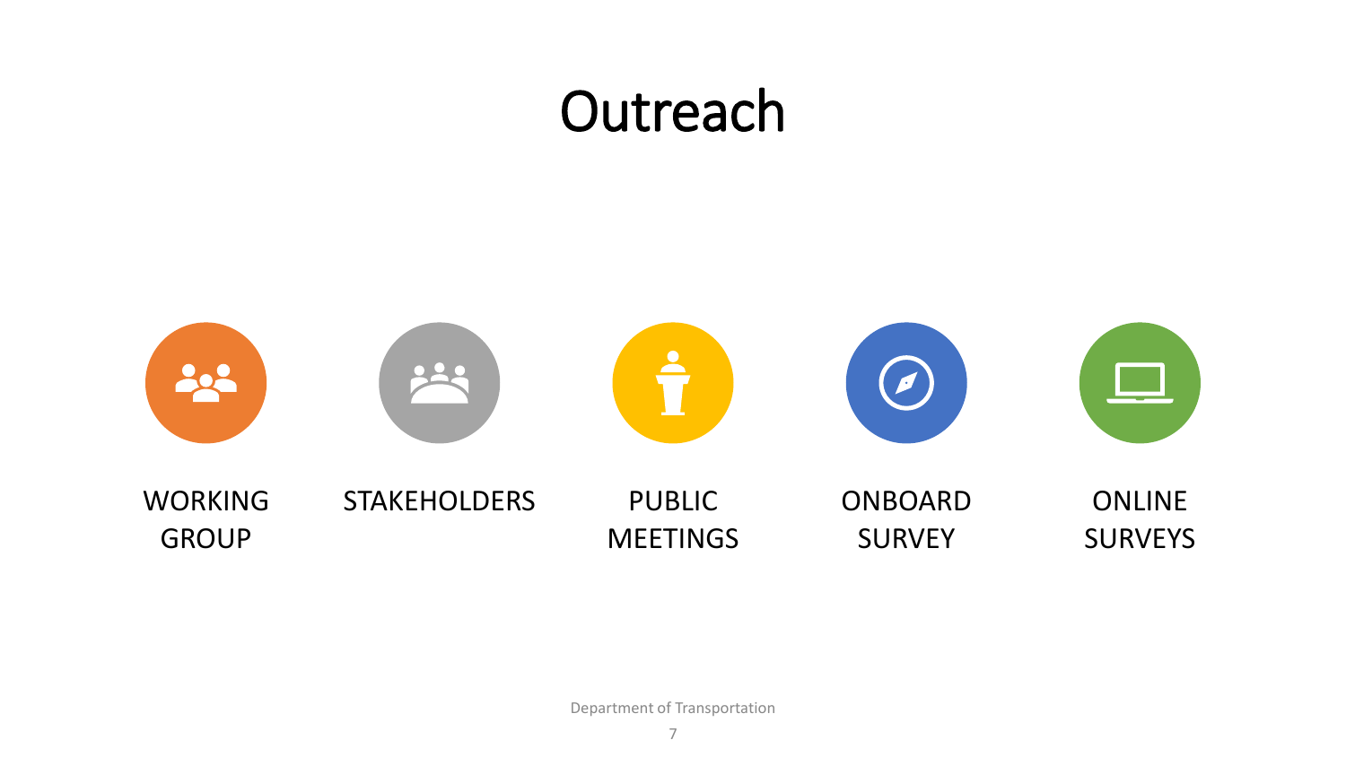# Outreach

- WORKING GROUP
- STAKEHOLDERS
- PUBLIC MEETINGS
- ONBOARD SURVEY
- ONLINE SURVEYS

Department of Transportation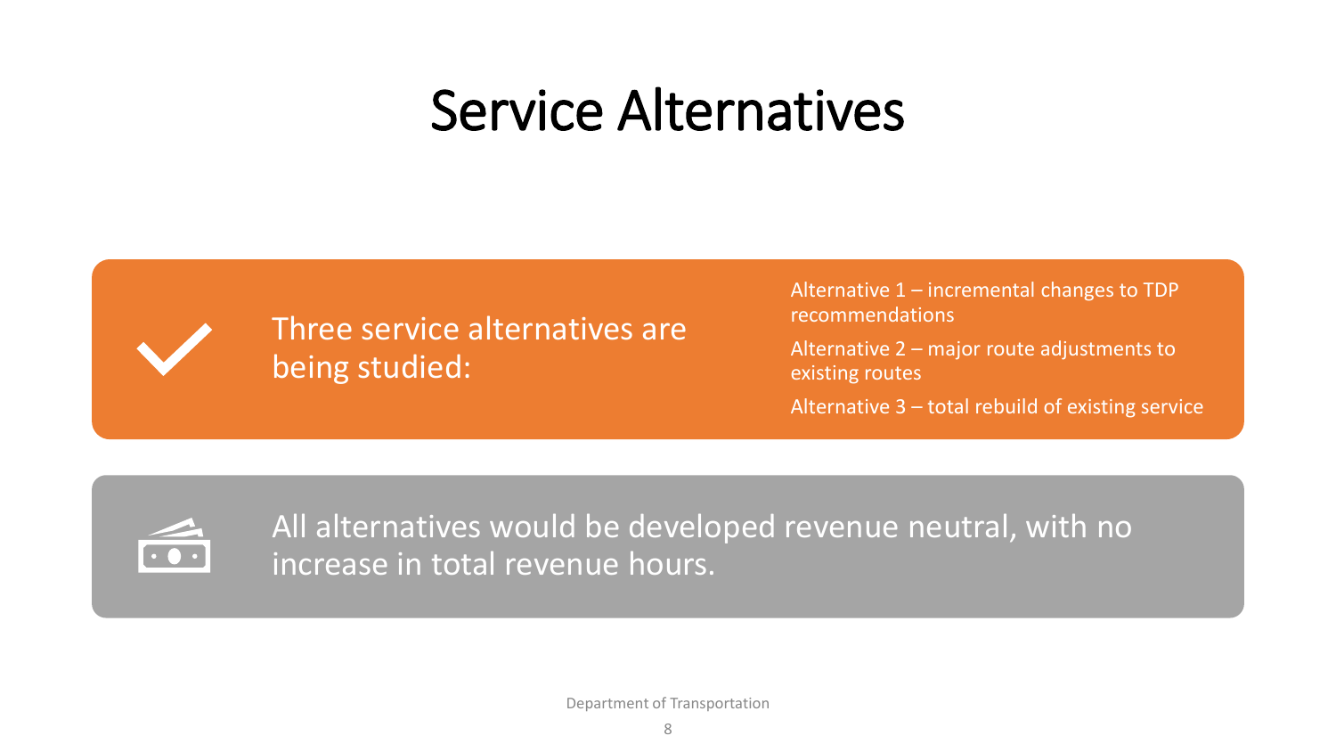# Service Alternatives

Three service alternatives are being studied:

- Alternative 1 – incremental changes to TDP recommendations
- Alternative 2 – major route adjustments to existing routes
- Alternative 3 – total rebuild of existing service

All alternatives would be developed revenue neutral, with no increase in total revenue hours.

Department of Transportation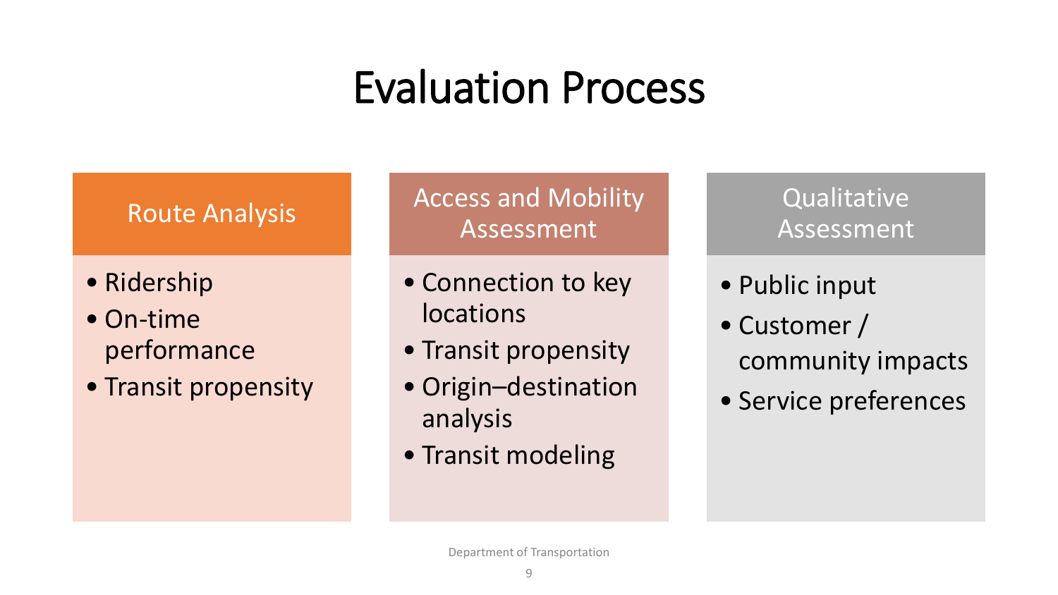# Evaluation Process

## Route Analysis

- Ridership
- On-time performance
- Transit propensity

## Access and Mobility Assessment

- Connection to key locations
- Transit propensity
- Origin–destination analysis
- Transit modeling

## Qualitative Assessment

- Public input
- Customer / community impacts
- Service preferences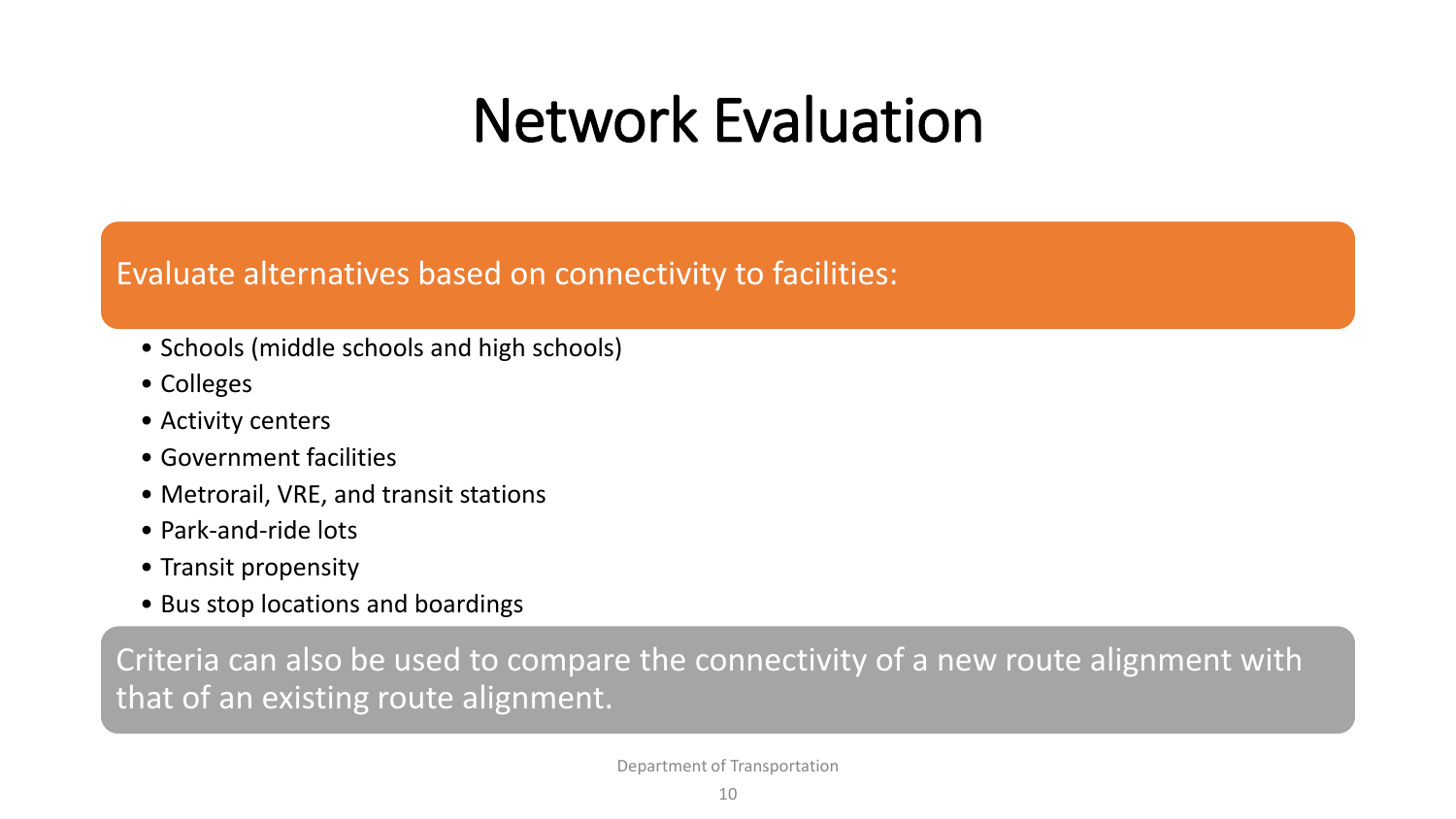# Network Evaluation

Evaluate alternatives based on connectivity to facilities:

- Schools (middle schools and high schools)
- Colleges
- Activity centers
- Government facilities
- Metrorail, VRE, and transit stations
- Park-and-ride lots
- Transit propensity
- Bus stop locations and boardings

Criteria can also be used to compare the connectivity of a new route alignment with that of an existing route alignment.

Department of Transportation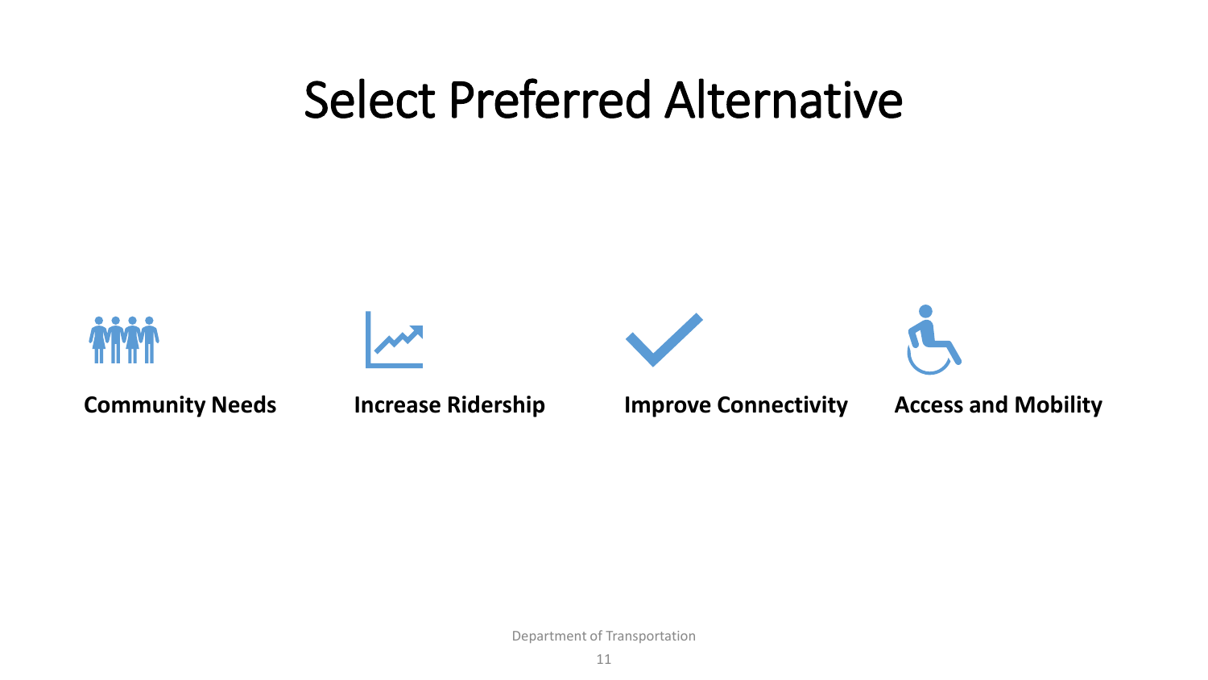# Select Preferred Alternative

**Community Needs**

**Increase Ridership**

**Improve Connectivity**

**Access and Mobility**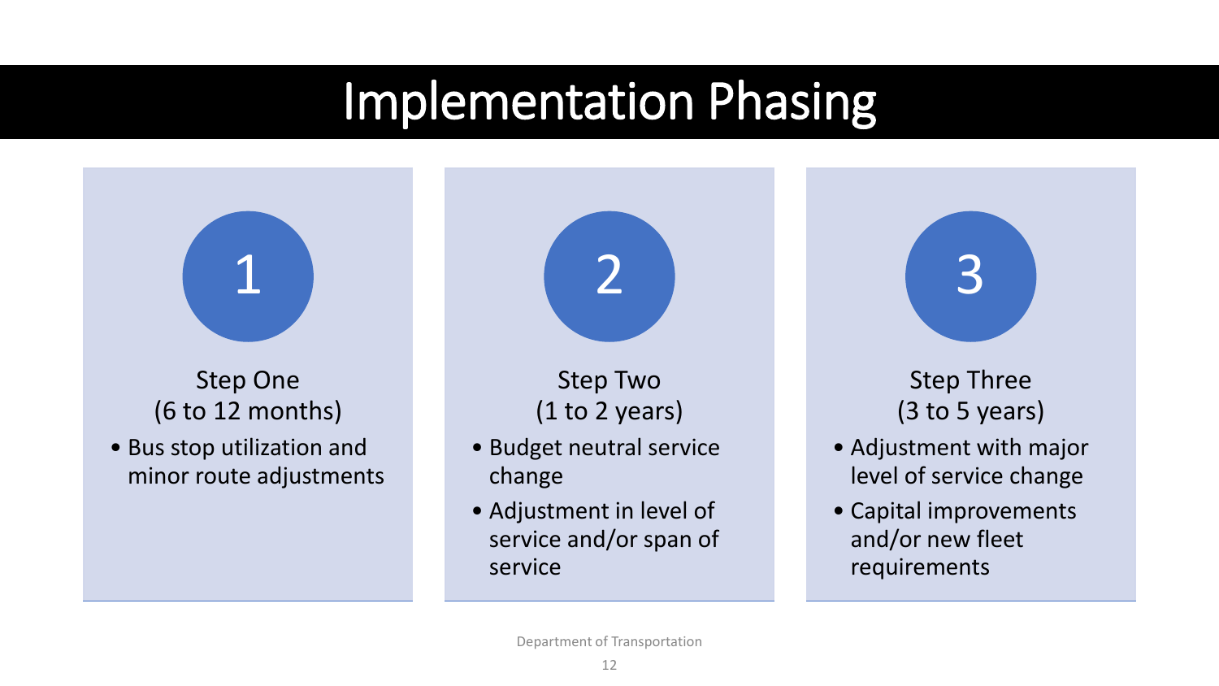# Implementation Phasing

## 1

### Step One
(6 to 12 months)

- Bus stop utilization and minor route adjustments

## 2

### Step Two
(1 to 2 years)

- Budget neutral service change
- Adjustment in level of service and/or span of service

## 3

### Step Three
(3 to 5 years)

- Adjustment with major level of service change
- Capital improvements and/or new fleet requirements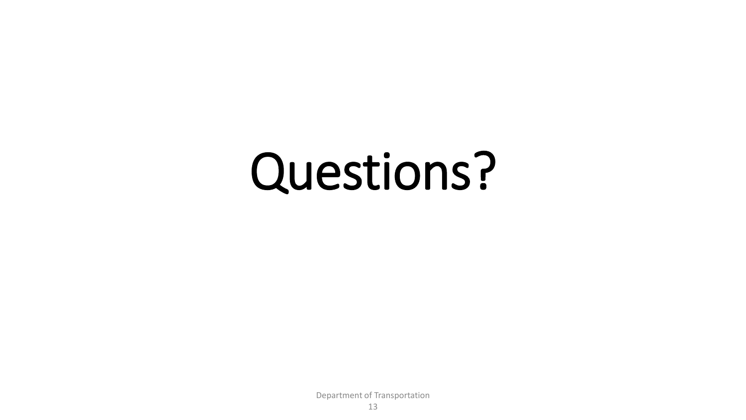# Questions?